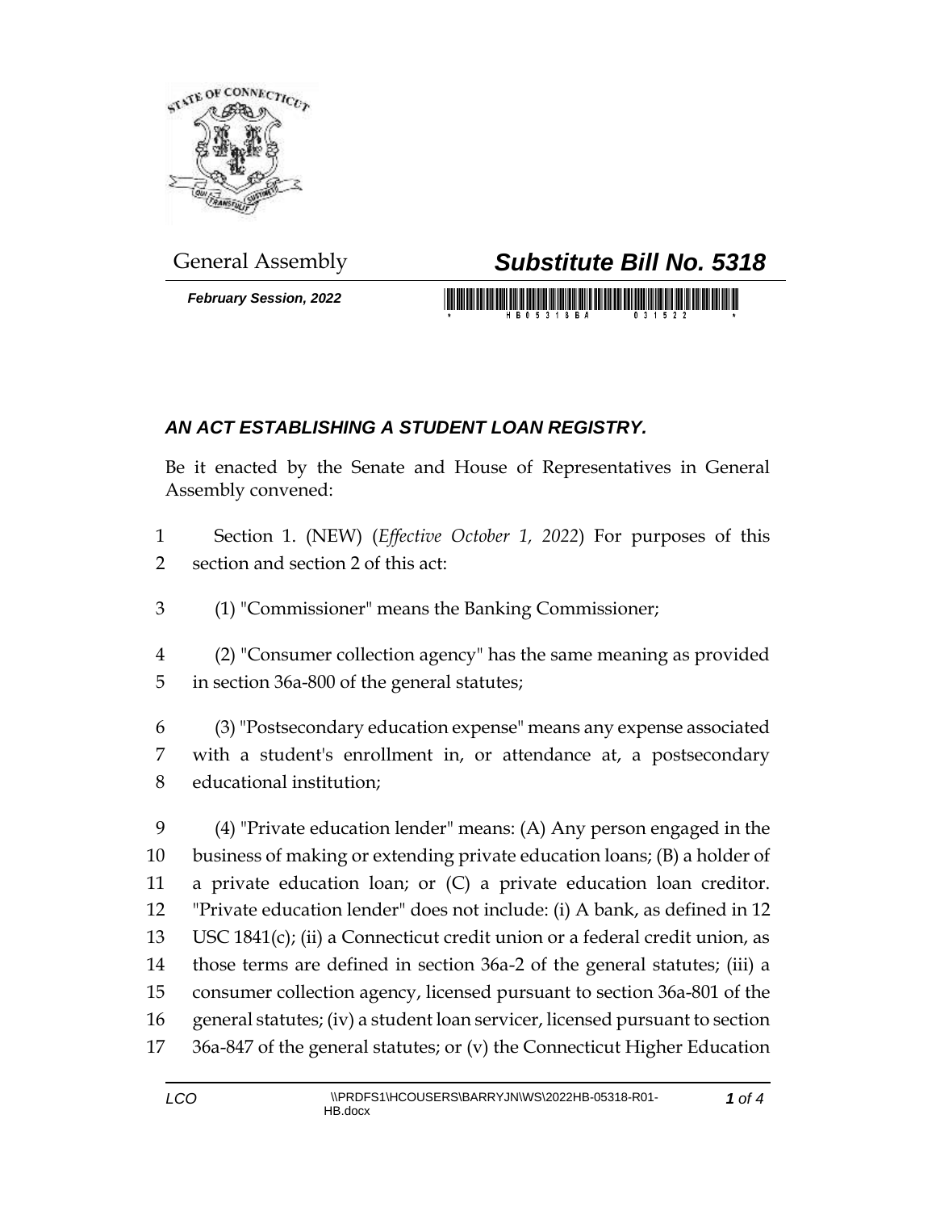General Assembly

# *Substitute Bill No. 5318*

***February Session, 2022***

## *AN ACT ESTABLISHING A STUDENT LOAN REGISTRY.*

Be it enacted by the Senate and House of Representatives in General Assembly convened:

1 Section 1. (NEW) (*Effective October 1, 2022*) For purposes of this
2 section and section 2 of this act:

3 (1) "Commissioner" means the Banking Commissioner;

4 (2) "Consumer collection agency" has the same meaning as provided
5 in section 36a-800 of the general statutes;

6 (3) "Postsecondary education expense" means any expense associated
7 with a student's enrollment in, or attendance at, a postsecondary
8 educational institution;

9 (4) "Private education lender" means: (A) Any person engaged in the
10 business of making or extending private education loans; (B) a holder of
11 a private education loan; or (C) a private education loan creditor.
12 "Private education lender" does not include: (i) A bank, as defined in 12
13 USC 1841(c); (ii) a Connecticut credit union or a federal credit union, as
14 those terms are defined in section 36a-2 of the general statutes; (iii) a
15 consumer collection agency, licensed pursuant to section 36a-801 of the
16 general statutes; (iv) a student loan servicer, licensed pursuant to section
17 36a-847 of the general statutes; or (v) the Connecticut Higher Education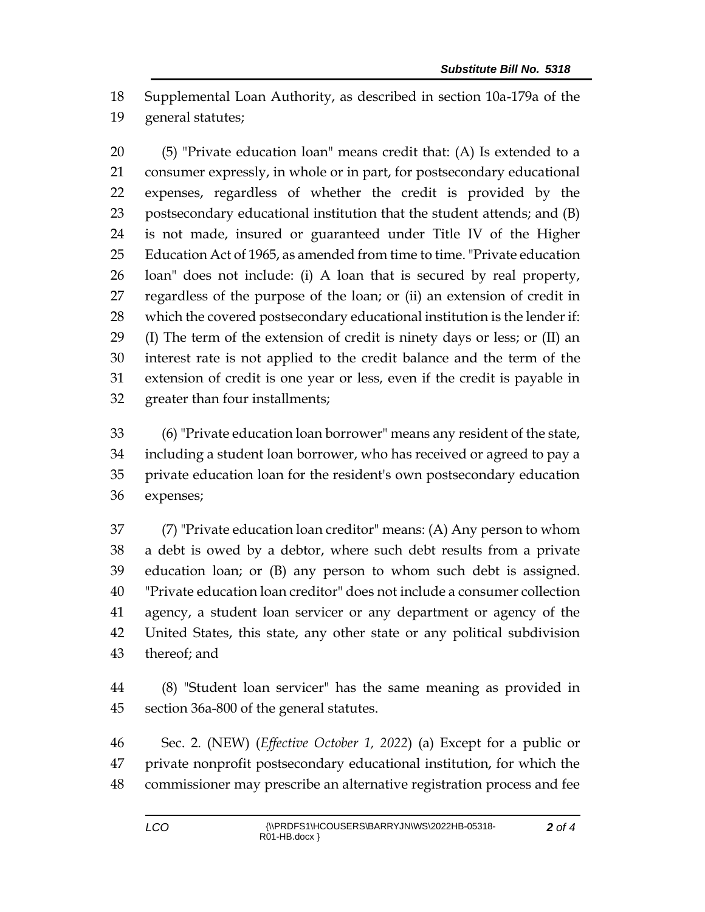Supplemental Loan Authority, as described in section 10a-179a of the general statutes;

(5) "Private education loan" means credit that: (A) Is extended to a consumer expressly, in whole or in part, for postsecondary educational expenses, regardless of whether the credit is provided by the postsecondary educational institution that the student attends; and (B) is not made, insured or guaranteed under Title IV of the Higher Education Act of 1965, as amended from time to time. "Private education loan" does not include: (i) A loan that is secured by real property, regardless of the purpose of the loan; or (ii) an extension of credit in which the covered postsecondary educational institution is the lender if: (I) The term of the extension of credit is ninety days or less; or (II) an interest rate is not applied to the credit balance and the term of the extension of credit is one year or less, even if the credit is payable in greater than four installments;

(6) "Private education loan borrower" means any resident of the state, including a student loan borrower, who has received or agreed to pay a private education loan for the resident's own postsecondary education expenses;

(7) "Private education loan creditor" means: (A) Any person to whom a debt is owed by a debtor, where such debt results from a private education loan; or (B) any person to whom such debt is assigned. "Private education loan creditor" does not include a consumer collection agency, a student loan servicer or any department or agency of the United States, this state, any other state or any political subdivision thereof; and

(8) "Student loan servicer" has the same meaning as provided in section 36a-800 of the general statutes.

Sec. 2. (NEW) (*Effective October 1, 2022*) (a) Except for a public or private nonprofit postsecondary educational institution, for which the commissioner may prescribe an alternative registration process and fee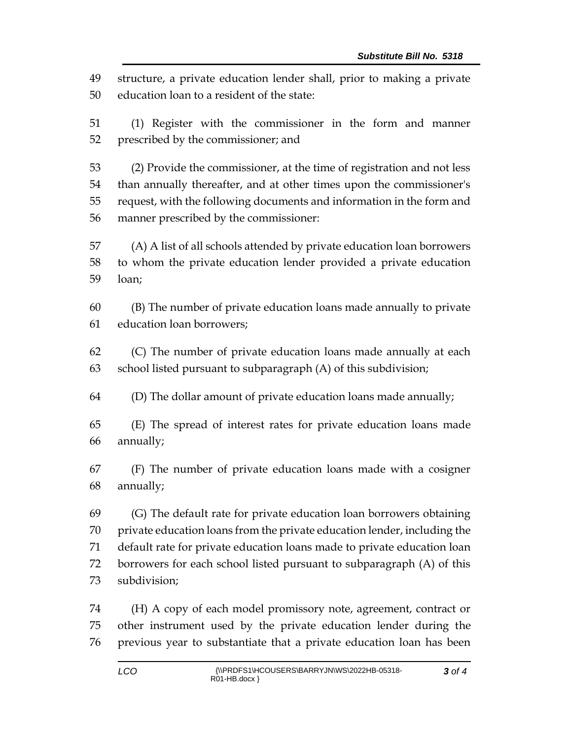structure, a private education lender shall, prior to making a private education loan to a resident of the state:

(1) Register with the commissioner in the form and manner prescribed by the commissioner; and

(2) Provide the commissioner, at the time of registration and not less than annually thereafter, and at other times upon the commissioner's request, with the following documents and information in the form and manner prescribed by the commissioner:

(A) A list of all schools attended by private education loan borrowers to whom the private education lender provided a private education loan;

(B) The number of private education loans made annually to private education loan borrowers;

(C) The number of private education loans made annually at each school listed pursuant to subparagraph (A) of this subdivision;

(D) The dollar amount of private education loans made annually;

(E) The spread of interest rates for private education loans made annually;

(F) The number of private education loans made with a cosigner annually;

(G) The default rate for private education loan borrowers obtaining private education loans from the private education lender, including the default rate for private education loans made to private education loan borrowers for each school listed pursuant to subparagraph (A) of this subdivision;

(H) A copy of each model promissory note, agreement, contract or other instrument used by the private education lender during the previous year to substantiate that a private education loan has been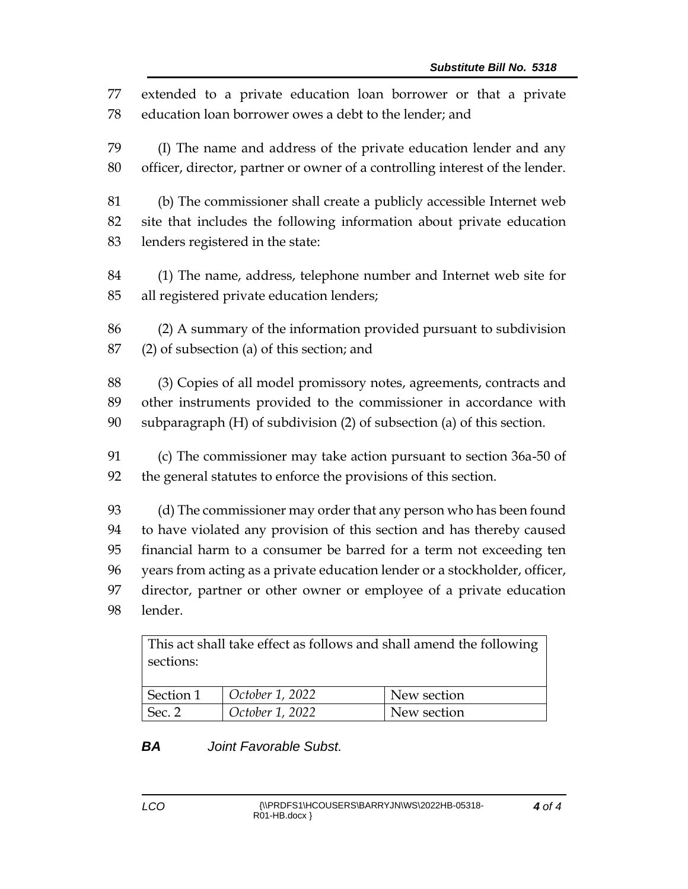extended to a private education loan borrower or that a private education loan borrower owes a debt to the lender; and

(I) The name and address of the private education lender and any officer, director, partner or owner of a controlling interest of the lender.

(b) The commissioner shall create a publicly accessible Internet web site that includes the following information about private education lenders registered in the state:

(1) The name, address, telephone number and Internet web site for all registered private education lenders;

(2) A summary of the information provided pursuant to subdivision (2) of subsection (a) of this section; and

(3) Copies of all model promissory notes, agreements, contracts and other instruments provided to the commissioner in accordance with subparagraph (H) of subdivision (2) of subsection (a) of this section.

(c) The commissioner may take action pursuant to section 36a-50 of the general statutes to enforce the provisions of this section.

(d) The commissioner may order that any person who has been found to have violated any provision of this section and has thereby caused financial harm to a consumer be barred for a term not exceeding ten years from acting as a private education lender or a stockholder, officer, director, partner or other owner or employee of a private education lender.

| This act shall take effect as follows and shall amend the following sections: | | |
|---|---|---|
| Section 1 | *October 1, 2022* | New section |
| Sec. 2 | *October 1, 2022* | New section |

***BA*** *Joint Favorable Subst.*